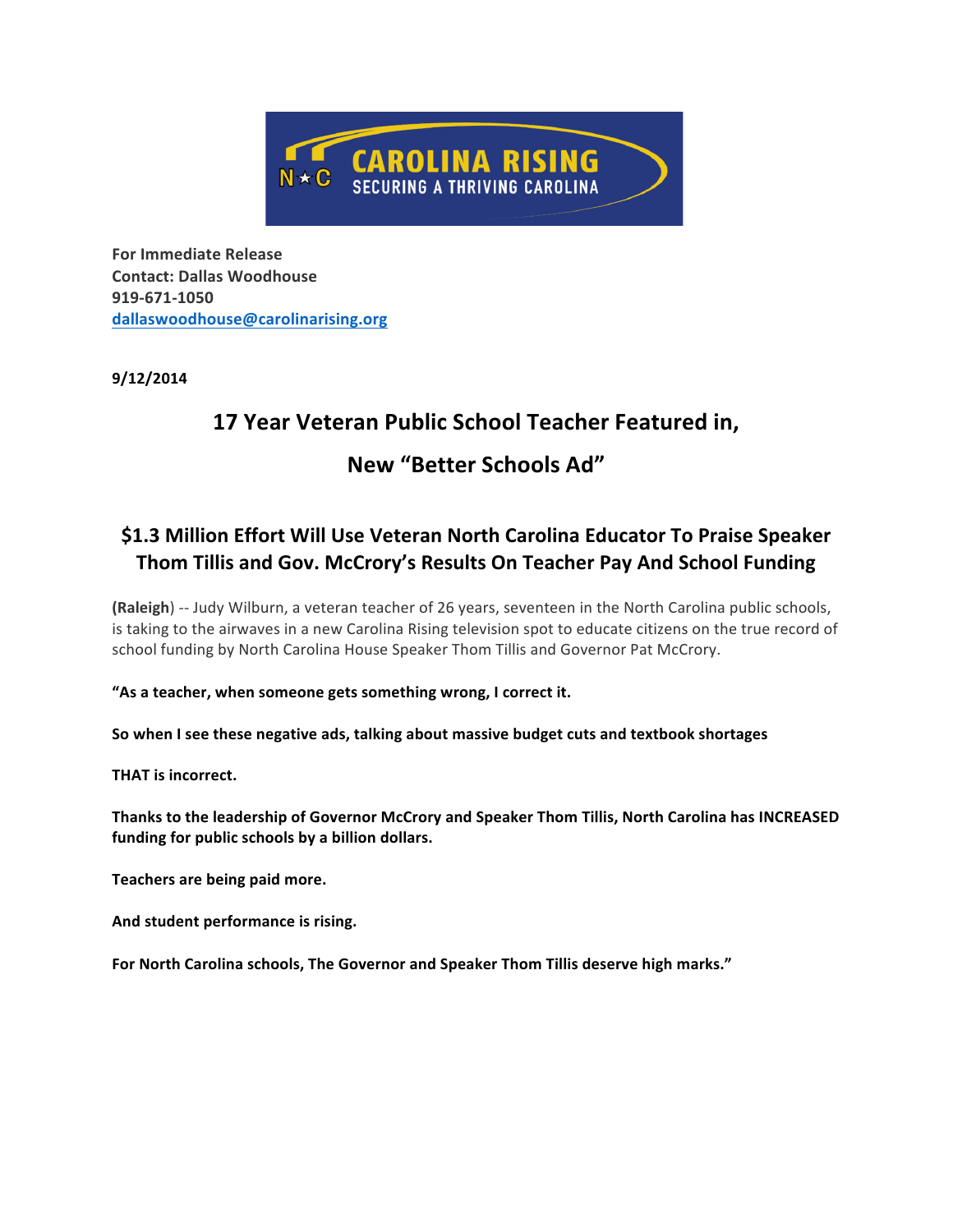CAROLINA RISING
SECURING A THRIVING CAROLINA

**For Immediate Release**
**Contact: Dallas Woodhouse**
**919-671-1050**
**dallaswoodhouse@carolinarising.org**

**9/12/2014**

# 17 Year Veteran Public School Teacher Featured in, New "Better Schools Ad"

## $1.3 Million Effort Will Use Veteran North Carolina Educator To Praise Speaker Thom Tillis and Gov. McCrory's Results On Teacher Pay And School Funding

**(Raleigh)** -- Judy Wilburn, a veteran teacher of 26 years, seventeen in the North Carolina public schools, is taking to the airwaves in a new Carolina Rising television spot to educate citizens on the true record of school funding by North Carolina House Speaker Thom Tillis and Governor Pat McCrory.

**"As a teacher, when someone gets something wrong, I correct it.**

**So when I see these negative ads, talking about massive budget cuts and textbook shortages**

**THAT is incorrect.**

**Thanks to the leadership of Governor McCrory and Speaker Thom Tillis, North Carolina has INCREASED funding for public schools by a billion dollars.**

**Teachers are being paid more.**

**And student performance is rising.**

**For North Carolina schools, The Governor and Speaker Thom Tillis deserve high marks."**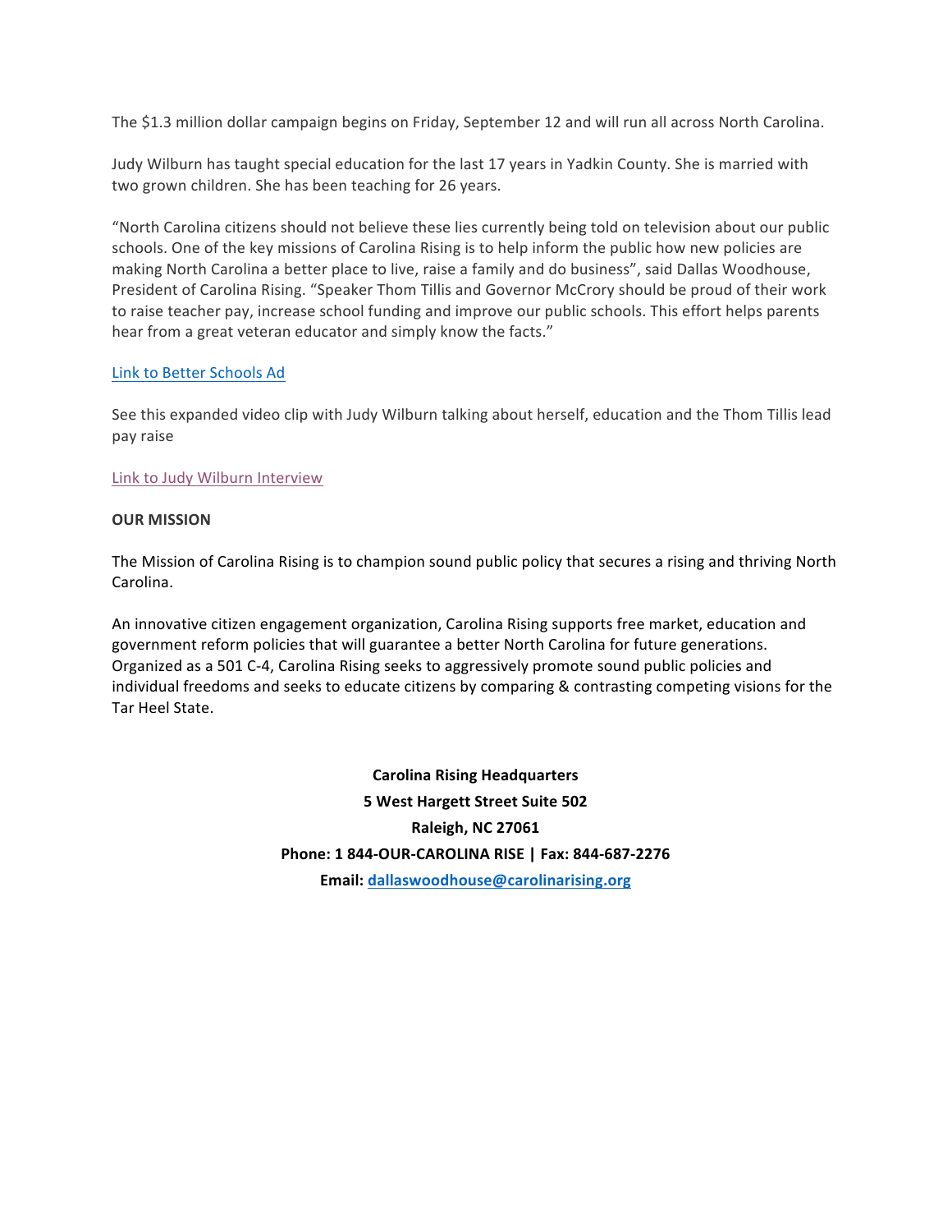The $1.3 million dollar campaign begins on Friday, September 12 and will run all across North Carolina.

Judy Wilburn has taught special education for the last 17 years in Yadkin County. She is married with two grown children. She has been teaching for 26 years.

"North Carolina citizens should not believe these lies currently being told on television about our public schools. One of the key missions of Carolina Rising is to help inform the public how new policies are making North Carolina a better place to live, raise a family and do business", said Dallas Woodhouse, President of Carolina Rising. "Speaker Thom Tillis and Governor McCrory should be proud of their work to raise teacher pay, increase school funding and improve our public schools. This effort helps parents hear from a great veteran educator and simply know the facts."

Link to Better Schools Ad

See this expanded video clip with Judy Wilburn talking about herself, education and the Thom Tillis lead pay raise

Link to Judy Wilburn Interview

**OUR MISSION**

The Mission of Carolina Rising is to champion sound public policy that secures a rising and thriving North Carolina.

An innovative citizen engagement organization, Carolina Rising supports free market, education and government reform policies that will guarantee a better North Carolina for future generations. Organized as a 501 C-4, Carolina Rising seeks to aggressively promote sound public policies and individual freedoms and seeks to educate citizens by comparing & contrasting competing visions for the Tar Heel State.

**Carolina Rising Headquarters**

**5 West Hargett Street Suite 502**

**Raleigh, NC 27061**

**Phone: 1 844-OUR-CAROLINA RISE | Fax: 844-687-2276**

**Email: dallaswoodhouse@carolinarising.org**